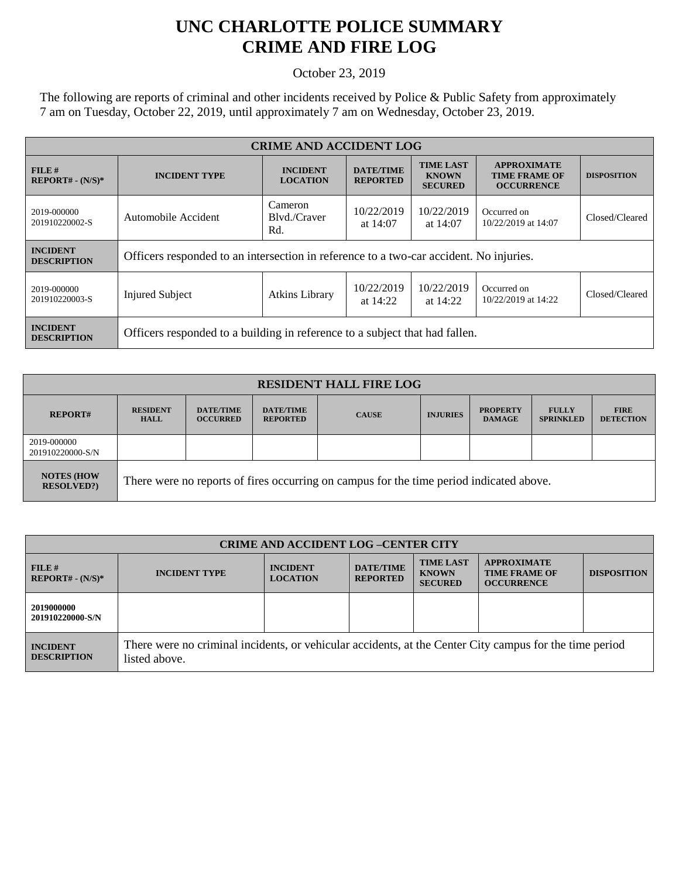# UNC CHARLOTTE POLICE SUMMARY
# CRIME AND FIRE LOG

October 23, 2019

The following are reports of criminal and other incidents received by Police & Public Safety from approximately 7 am on Tuesday, October 22, 2019, until approximately 7 am on Wednesday, October 23, 2019.

| CRIME AND ACCIDENT LOG | | | | | | |
|---|---|---|---|---|---|---|
| **FILE # REPORT# - (N/S)*** | **INCIDENT TYPE** | **INCIDENT LOCATION** | **DATE/TIME REPORTED** | **TIME LAST KNOWN SECURED** | **APPROXIMATE TIME FRAME OF OCCURRENCE** | **DISPOSITION** |
| 2019-000000 201910220002-S | Automobile Accident | Cameron Blvd./Craver Rd. | 10/22/2019 at 14:07 | 10/22/2019 at 14:07 | Occurred on 10/22/2019 at 14:07 | Closed/Cleared |
| **INCIDENT DESCRIPTION** | Officers responded to an intersection in reference to a two-car accident. No injuries. | | | | | |
| 2019-000000 201910220003-S | Injured Subject | Atkins Library | 10/22/2019 at 14:22 | 10/22/2019 at 14:22 | Occurred on 10/22/2019 at 14:22 | Closed/Cleared |
| **INCIDENT DESCRIPTION** | Officers responded to a building in reference to a subject that had fallen. | | | | | |

| RESIDENT HALL FIRE LOG | | | | | | | | |
|---|---|---|---|---|---|---|---|---|
| **REPORT#** | **RESIDENT HALL** | **DATE/TIME OCCURRED** | **DATE/TIME REPORTED** | **CAUSE** | **INJURIES** | **PROPERTY DAMAGE** | **FULLY SPRINKLED** | **FIRE DETECTION** |
| 2019-000000 201910220000-S/N | | | | | | | | |
| **NOTES (HOW RESOLVED?)** | There were no reports of fires occurring on campus for the time period indicated above. | | | | | | | |

| CRIME AND ACCIDENT LOG –CENTER CITY | | | | | | |
|---|---|---|---|---|---|---|
| **FILE # REPORT# - (N/S)*** | **INCIDENT TYPE** | **INCIDENT LOCATION** | **DATE/TIME REPORTED** | **TIME LAST KNOWN SECURED** | **APPROXIMATE TIME FRAME OF OCCURRENCE** | **DISPOSITION** |
| **2019000000 201910220000-S/N** | | | | | | |
| **INCIDENT DESCRIPTION** | There were no criminal incidents, or vehicular accidents, at the Center City campus for the time period listed above. | | | | | |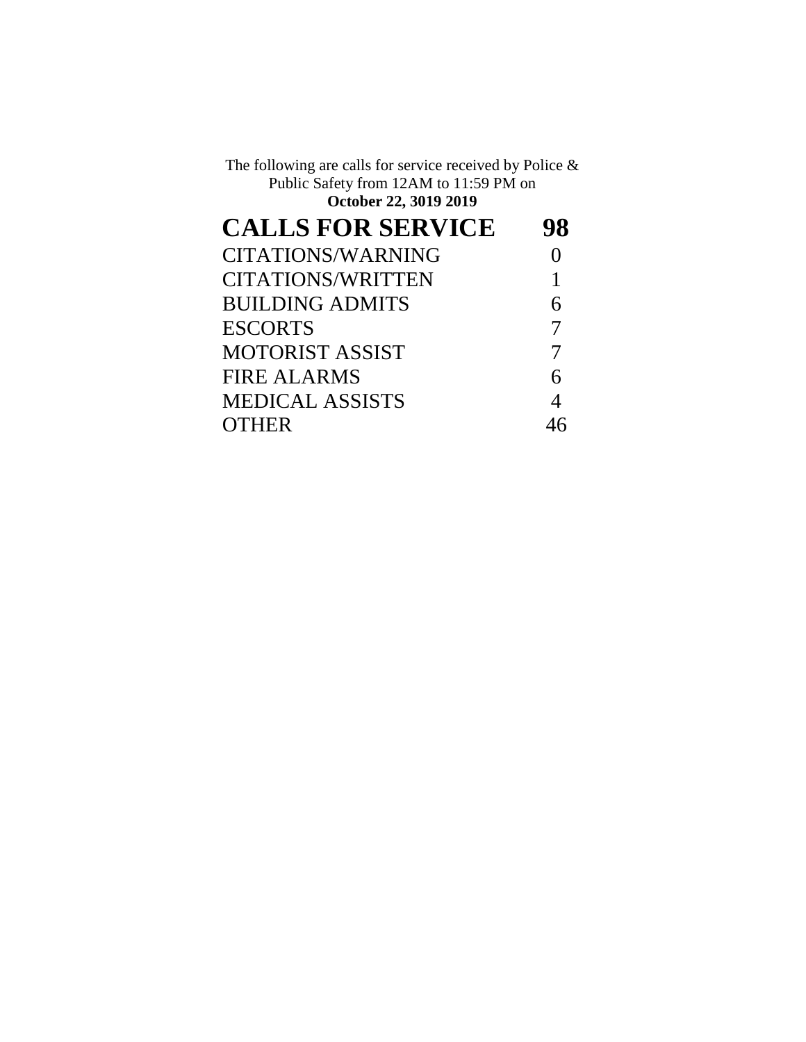The following are calls for service received by Police & Public Safety from 12AM to 11:59 PM on

**October 22, 3019 2019**

| | |
|---|---|
| **CALLS FOR SERVICE** | **98** |
| CITATIONS/WARNING | 0 |
| CITATIONS/WRITTEN | 1 |
| BUILDING ADMITS | 6 |
| ESCORTS | 7 |
| MOTORIST ASSIST | 7 |
| FIRE ALARMS | 6 |
| MEDICAL ASSISTS | 4 |
| OTHER | 46 |